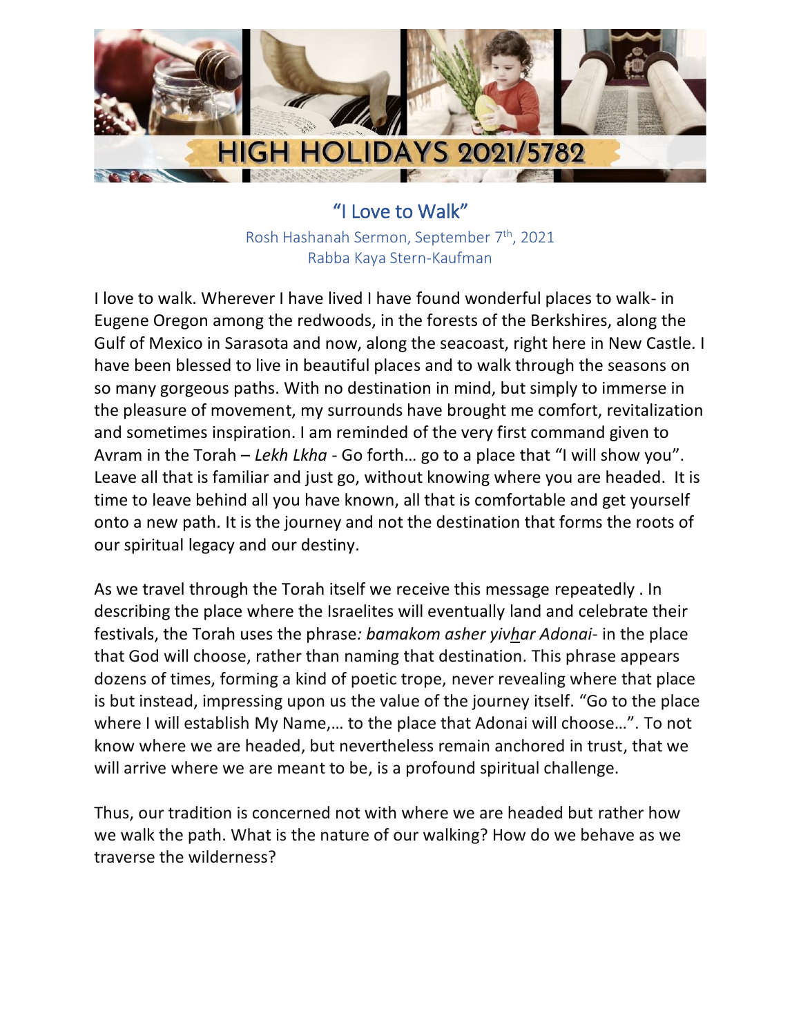HIGH HOLIDAYS 2021/5782

# "I Love to Walk"

Rosh Hashanah Sermon, September 7th, 2021
Rabba Kaya Stern-Kaufman

I love to walk. Wherever I have lived I have found wonderful places to walk- in Eugene Oregon among the redwoods, in the forests of the Berkshires, along the Gulf of Mexico in Sarasota and now, along the seacoast, right here in New Castle. I have been blessed to live in beautiful places and to walk through the seasons on so many gorgeous paths. With no destination in mind, but simply to immerse in the pleasure of movement, my surrounds have brought me comfort, revitalization and sometimes inspiration. I am reminded of the very first command given to Avram in the Torah – *Lekh Lkha* - Go forth… go to a place that "I will show you". Leave all that is familiar and just go, without knowing where you are headed. It is time to leave behind all you have known, all that is comfortable and get yourself onto a new path. It is the journey and not the destination that forms the roots of our spiritual legacy and our destiny.

As we travel through the Torah itself we receive this message repeatedly . In describing the place where the Israelites will eventually land and celebrate their festivals, the Torah uses the phrase*: bamakom asher yivhar Adonai*- in the place that God will choose, rather than naming that destination. This phrase appears dozens of times, forming a kind of poetic trope, never revealing where that place is but instead, impressing upon us the value of the journey itself. "Go to the place where I will establish My Name,… to the place that Adonai will choose…". To not know where we are headed, but nevertheless remain anchored in trust, that we will arrive where we are meant to be, is a profound spiritual challenge.

Thus, our tradition is concerned not with where we are headed but rather how we walk the path. What is the nature of our walking? How do we behave as we traverse the wilderness?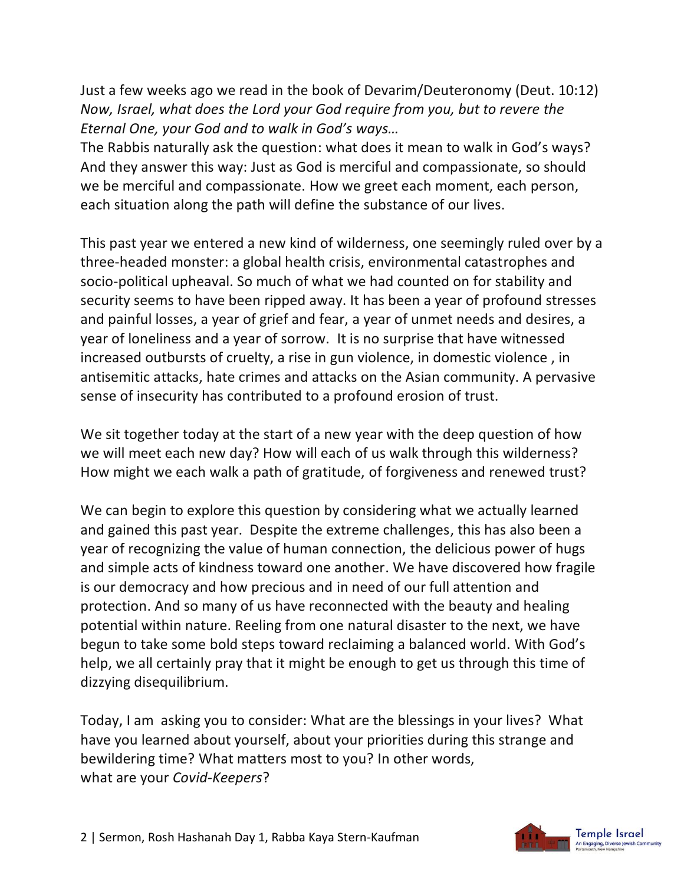Just a few weeks ago we read in the book of Devarim/Deuteronomy (Deut. 10:12) *Now, Israel, what does the Lord your God require from you, but to revere the Eternal One, your God and to walk in God's ways…*
The Rabbis naturally ask the question: what does it mean to walk in God's ways? And they answer this way: Just as God is merciful and compassionate, so should we be merciful and compassionate. How we greet each moment, each person, each situation along the path will define the substance of our lives.

This past year we entered a new kind of wilderness, one seemingly ruled over by a three-headed monster: a global health crisis, environmental catastrophes and socio-political upheaval. So much of what we had counted on for stability and security seems to have been ripped away. It has been a year of profound stresses and painful losses, a year of grief and fear, a year of unmet needs and desires, a year of loneliness and a year of sorrow. It is no surprise that have witnessed increased outbursts of cruelty, a rise in gun violence, in domestic violence , in antisemitic attacks, hate crimes and attacks on the Asian community. A pervasive sense of insecurity has contributed to a profound erosion of trust.

We sit together today at the start of a new year with the deep question of how we will meet each new day? How will each of us walk through this wilderness? How might we each walk a path of gratitude, of forgiveness and renewed trust?

We can begin to explore this question by considering what we actually learned and gained this past year. Despite the extreme challenges, this has also been a year of recognizing the value of human connection, the delicious power of hugs and simple acts of kindness toward one another. We have discovered how fragile is our democracy and how precious and in need of our full attention and protection. And so many of us have reconnected with the beauty and healing potential within nature. Reeling from one natural disaster to the next, we have begun to take some bold steps toward reclaiming a balanced world. With God's help, we all certainly pray that it might be enough to get us through this time of dizzying disequilibrium.

Today, I am asking you to consider: What are the blessings in your lives? What have you learned about yourself, about your priorities during this strange and bewildering time? What matters most to you? In other words,
what are your *Covid-Keepers*?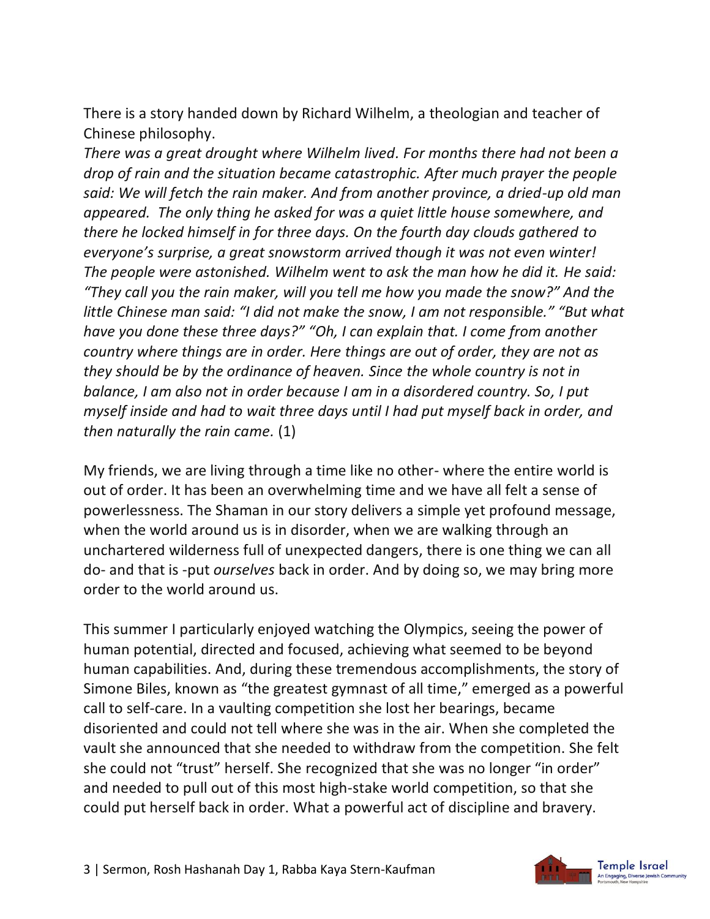There is a story handed down by Richard Wilhelm, a theologian and teacher of Chinese philosophy.

*There was a great drought where Wilhelm lived. For months there had not been a drop of rain and the situation became catastrophic. After much prayer the people said: We will fetch the rain maker. And from another province, a dried-up old man appeared. The only thing he asked for was a quiet little house somewhere, and there he locked himself in for three days. On the fourth day clouds gathered to everyone's surprise, a great snowstorm arrived though it was not even winter! The people were astonished. Wilhelm went to ask the man how he did it. He said: "They call you the rain maker, will you tell me how you made the snow?" And the little Chinese man said: "I did not make the snow, I am not responsible." "But what have you done these three days?" "Oh, I can explain that. I come from another country where things are in order. Here things are out of order, they are not as they should be by the ordinance of heaven. Since the whole country is not in balance, I am also not in order because I am in a disordered country. So, I put myself inside and had to wait three days until I had put myself back in order, and then naturally the rain came.* (1)

My friends, we are living through a time like no other- where the entire world is out of order. It has been an overwhelming time and we have all felt a sense of powerlessness. The Shaman in our story delivers a simple yet profound message, when the world around us is in disorder, when we are walking through an unchartered wilderness full of unexpected dangers, there is one thing we can all do- and that is -put *ourselves* back in order. And by doing so, we may bring more order to the world around us.

This summer I particularly enjoyed watching the Olympics, seeing the power of human potential, directed and focused, achieving what seemed to be beyond human capabilities. And, during these tremendous accomplishments, the story of Simone Biles, known as "the greatest gymnast of all time," emerged as a powerful call to self-care. In a vaulting competition she lost her bearings, became disoriented and could not tell where she was in the air. When she completed the vault she announced that she needed to withdraw from the competition. She felt she could not "trust" herself. She recognized that she was no longer "in order" and needed to pull out of this most high-stake world competition, so that she could put herself back in order. What a powerful act of discipline and bravery.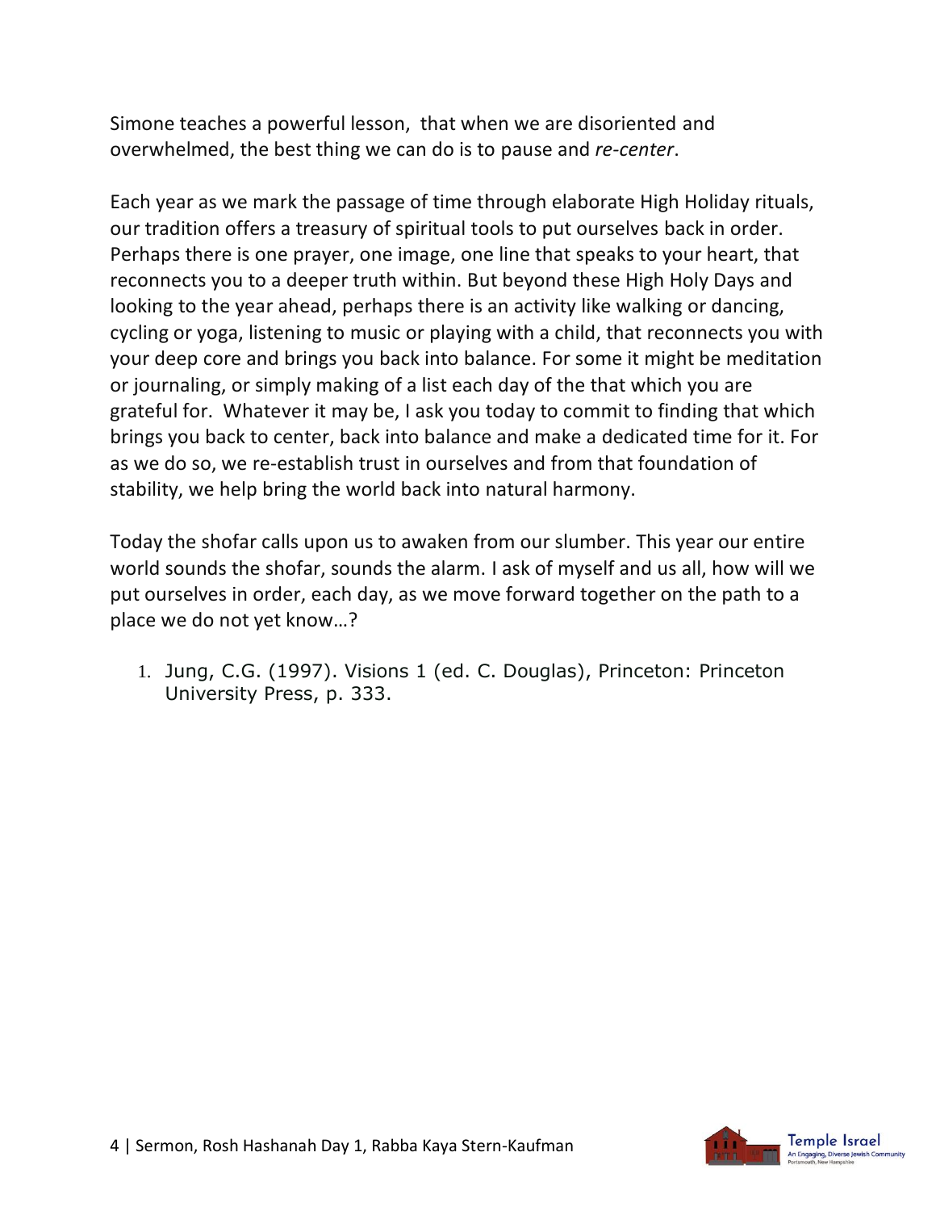Simone teaches a powerful lesson, that when we are disoriented and overwhelmed, the best thing we can do is to pause and *re-center*.

Each year as we mark the passage of time through elaborate High Holiday rituals, our tradition offers a treasury of spiritual tools to put ourselves back in order. Perhaps there is one prayer, one image, one line that speaks to your heart, that reconnects you to a deeper truth within. But beyond these High Holy Days and looking to the year ahead, perhaps there is an activity like walking or dancing, cycling or yoga, listening to music or playing with a child, that reconnects you with your deep core and brings you back into balance. For some it might be meditation or journaling, or simply making of a list each day of the that which you are grateful for. Whatever it may be, I ask you today to commit to finding that which brings you back to center, back into balance and make a dedicated time for it. For as we do so, we re-establish trust in ourselves and from that foundation of stability, we help bring the world back into natural harmony.

Today the shofar calls upon us to awaken from our slumber. This year our entire world sounds the shofar, sounds the alarm. I ask of myself and us all, how will we put ourselves in order, each day, as we move forward together on the path to a place we do not yet know…?

1. Jung, C.G. (1997). Visions 1 (ed. C. Douglas), Princeton: Princeton University Press, p. 333.